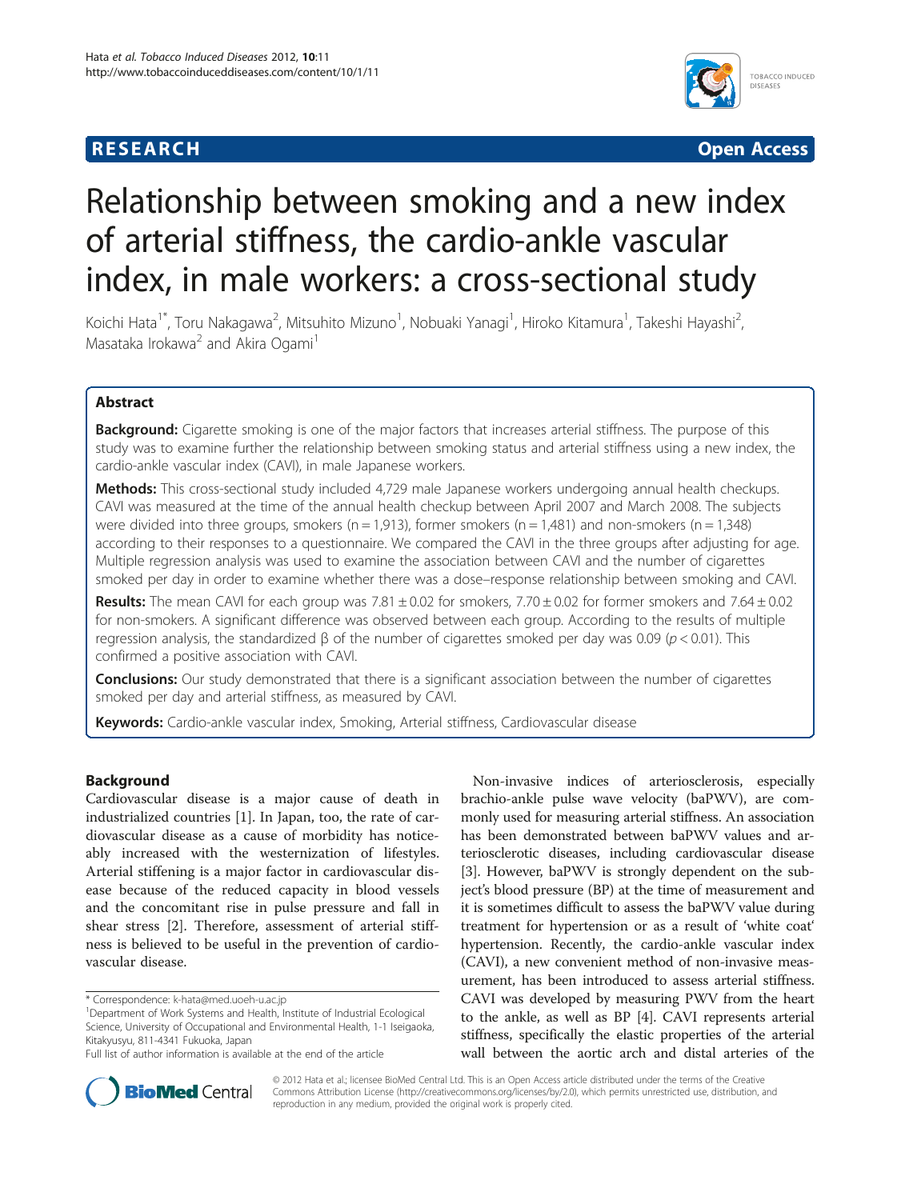**RESEARCH** **Open Access**

# Relationship between smoking and a new index of arterial stiffness, the cardio-ankle vascular index, in male workers: a cross-sectional study

Koichi Hata[1*], Toru Nakagawa[2], Mitsuhito Mizuno[1], Nobuaki Yanagi[1], Hiroko Kitamura[1], Takeshi Hayashi[2], Masataka Irokawa[2] and Akira Ogami[1]

## Abstract

**Background:** Cigarette smoking is one of the major factors that increases arterial stiffness. The purpose of this study was to examine further the relationship between smoking status and arterial stiffness using a new index, the cardio-ankle vascular index (CAVI), in male Japanese workers.

**Methods:** This cross-sectional study included 4,729 male Japanese workers undergoing annual health checkups. CAVI was measured at the time of the annual health checkup between April 2007 and March 2008. The subjects were divided into three groups, smokers (n = 1,913), former smokers (n = 1,481) and non-smokers (n = 1,348) according to their responses to a questionnaire. We compared the CAVI in the three groups after adjusting for age. Multiple regression analysis was used to examine the association between CAVI and the number of cigarettes smoked per day in order to examine whether there was a dose–response relationship between smoking and CAVI.

**Results:** The mean CAVI for each group was 7.81 ± 0.02 for smokers, 7.70 ± 0.02 for former smokers and 7.64 ± 0.02 for non-smokers. A significant difference was observed between each group. According to the results of multiple regression analysis, the standardized β of the number of cigarettes smoked per day was 0.09 ($p < 0.01$). This confirmed a positive association with CAVI.

**Conclusions:** Our study demonstrated that there is a significant association between the number of cigarettes smoked per day and arterial stiffness, as measured by CAVI.

**Keywords:** Cardio-ankle vascular index, Smoking, Arterial stiffness, Cardiovascular disease

## Background

Cardiovascular disease is a major cause of death in industrialized countries [1]. In Japan, too, the rate of cardiovascular disease as a cause of morbidity has noticeably increased with the westernization of lifestyles. Arterial stiffening is a major factor in cardiovascular disease because of the reduced capacity in blood vessels and the concomitant rise in pulse pressure and fall in shear stress [2]. Therefore, assessment of arterial stiffness is believed to be useful in the prevention of cardiovascular disease.

Non-invasive indices of arteriosclerosis, especially brachio-ankle pulse wave velocity (baPWV), are commonly used for measuring arterial stiffness. An association has been demonstrated between baPWV values and arteriosclerotic diseases, including cardiovascular disease [3]. However, baPWV is strongly dependent on the subject's blood pressure (BP) at the time of measurement and it is sometimes difficult to assess the baPWV value during treatment for hypertension or as a result of 'white coat' hypertension. Recently, the cardio-ankle vascular index (CAVI), a new convenient method of non-invasive measurement, has been introduced to assess arterial stiffness. CAVI was developed by measuring PWV from the heart to the ankle, as well as BP [4]. CAVI represents arterial stiffness, specifically the elastic properties of the arterial wall between the aortic arch and distal arteries of the

\* Correspondence: k-hata@med.uoeh-u.ac.jp
[1]Department of Work Systems and Health, Institute of Industrial Ecological Science, University of Occupational and Environmental Health, 1-1 Iseigaoka, Kitakyusyu, 811-4341 Fukuoka, Japan
Full list of author information is available at the end of the article

© 2012 Hata et al.; licensee BioMed Central Ltd. This is an Open Access article distributed under the terms of the Creative Commons Attribution License (http://creativecommons.org/licenses/by/2.0), which permits unrestricted use, distribution, and reproduction in any medium, provided the original work is properly cited.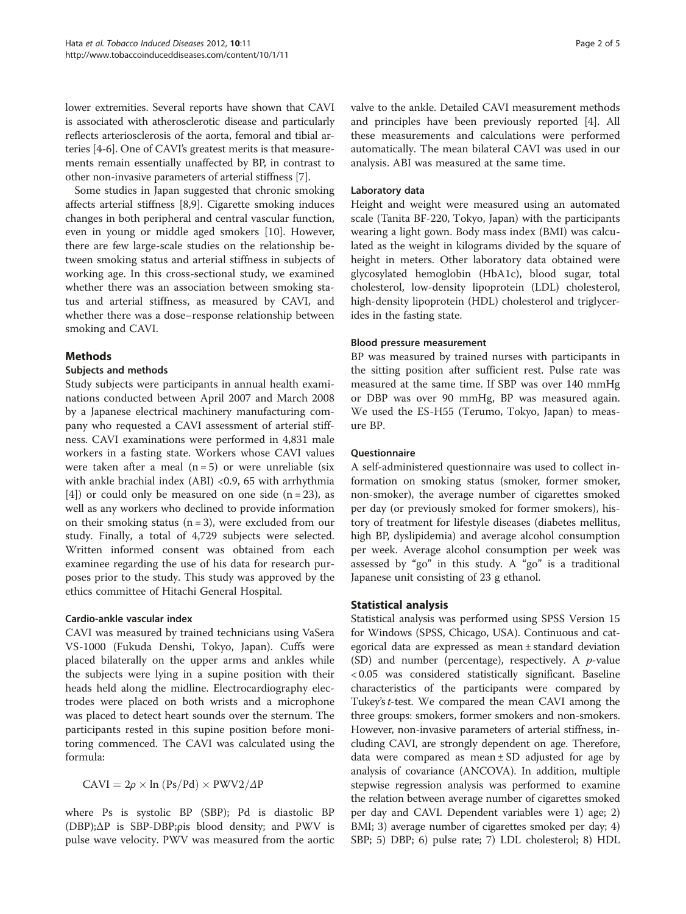lower extremities. Several reports have shown that CAVI is associated with atherosclerotic disease and particularly reflects arteriosclerosis of the aorta, femoral and tibial arteries [4-6]. One of CAVI's greatest merits is that measurements remain essentially unaffected by BP, in contrast to other non-invasive parameters of arterial stiffness [7].

Some studies in Japan suggested that chronic smoking affects arterial stiffness [8,9]. Cigarette smoking induces changes in both peripheral and central vascular function, even in young or middle aged smokers [10]. However, there are few large-scale studies on the relationship between smoking status and arterial stiffness in subjects of working age. In this cross-sectional study, we examined whether there was an association between smoking status and arterial stiffness, as measured by CAVI, and whether there was a dose–response relationship between smoking and CAVI.

## Methods

### Subjects and methods

Study subjects were participants in annual health examinations conducted between April 2007 and March 2008 by a Japanese electrical machinery manufacturing company who requested a CAVI assessment of arterial stiffness. CAVI examinations were performed in 4,831 male workers in a fasting state. Workers whose CAVI values were taken after a meal (n = 5) or were unreliable (six with ankle brachial index (ABI) <0.9, 65 with arrhythmia [4]) or could only be measured on one side (n = 23), as well as any workers who declined to provide information on their smoking status (n = 3), were excluded from our study. Finally, a total of 4,729 subjects were selected. Written informed consent was obtained from each examinee regarding the use of his data for research purposes prior to the study. This study was approved by the ethics committee of Hitachi General Hospital.

### Cardio-ankle vascular index

CAVI was measured by trained technicians using VaSera VS-1000 (Fukuda Denshi, Tokyo, Japan). Cuffs were placed bilaterally on the upper arms and ankles while the subjects were lying in a supine position with their heads held along the midline. Electrocardiography electrodes were placed on both wrists and a microphone was placed to detect heart sounds over the sternum. The participants rested in this supine position before monitoring commenced. The CAVI was calculated using the formula:

$$\mathrm{CAVI} = 2\rho \times \ln\left(\mathrm{Ps}/\mathrm{Pd}\right) \times \mathrm{PWV2}/\Delta\mathrm{P}$$

where Ps is systolic BP (SBP); Pd is diastolic BP (DBP);ΔP is SBP-DBP;ρis blood density; and PWV is pulse wave velocity. PWV was measured from the aortic valve to the ankle. Detailed CAVI measurement methods and principles have been previously reported [4]. All these measurements and calculations were performed automatically. The mean bilateral CAVI was used in our analysis. ABI was measured at the same time.

### Laboratory data

Height and weight were measured using an automated scale (Tanita BF-220, Tokyo, Japan) with the participants wearing a light gown. Body mass index (BMI) was calculated as the weight in kilograms divided by the square of height in meters. Other laboratory data obtained were glycosylated hemoglobin (HbA1c), blood sugar, total cholesterol, low-density lipoprotein (LDL) cholesterol, high-density lipoprotein (HDL) cholesterol and triglycerides in the fasting state.

### Blood pressure measurement

BP was measured by trained nurses with participants in the sitting position after sufficient rest. Pulse rate was measured at the same time. If SBP was over 140 mmHg or DBP was over 90 mmHg, BP was measured again. We used the ES-H55 (Terumo, Tokyo, Japan) to measure BP.

### Questionnaire

A self-administered questionnaire was used to collect information on smoking status (smoker, former smoker, non-smoker), the average number of cigarettes smoked per day (or previously smoked for former smokers), history of treatment for lifestyle diseases (diabetes mellitus, high BP, dyslipidemia) and average alcohol consumption per week. Average alcohol consumption per week was assessed by "go" in this study. A "go" is a traditional Japanese unit consisting of 23 g ethanol.

## Statistical analysis

Statistical analysis was performed using SPSS Version 15 for Windows (SPSS, Chicago, USA). Continuous and categorical data are expressed as mean ± standard deviation (SD) and number (percentage), respectively. A *p*-value < 0.05 was considered statistically significant. Baseline characteristics of the participants were compared by Tukey's *t*-test. We compared the mean CAVI among the three groups: smokers, former smokers and non-smokers. However, non-invasive parameters of arterial stiffness, including CAVI, are strongly dependent on age. Therefore, data were compared as mean ± SD adjusted for age by analysis of covariance (ANCOVA). In addition, multiple stepwise regression analysis was performed to examine the relation between average number of cigarettes smoked per day and CAVI. Dependent variables were 1) age; 2) BMI; 3) average number of cigarettes smoked per day; 4) SBP; 5) DBP; 6) pulse rate; 7) LDL cholesterol; 8) HDL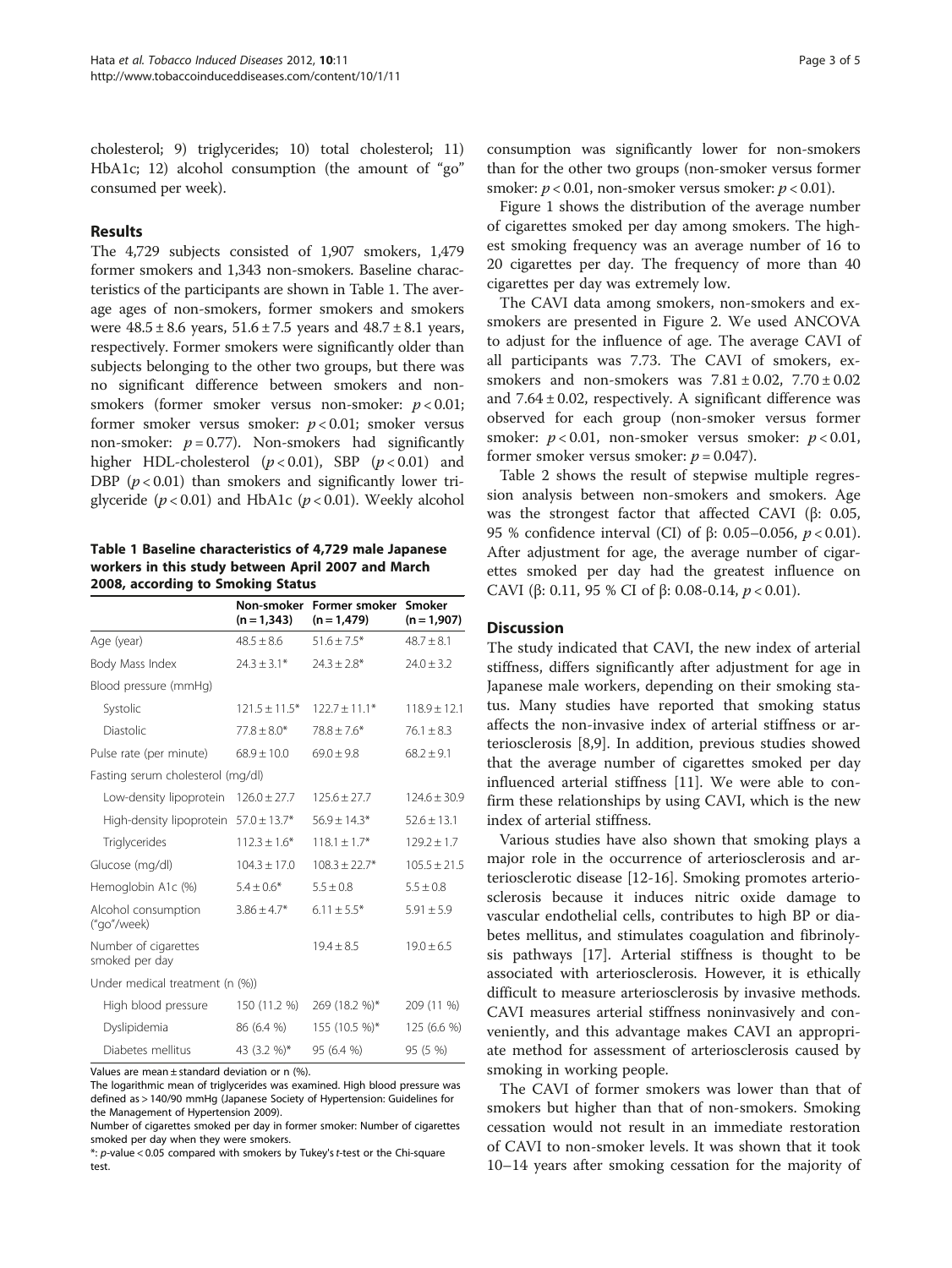cholesterol; 9) triglycerides; 10) total cholesterol; 11) HbA1c; 12) alcohol consumption (the amount of "go" consumed per week).

## Results

The 4,729 subjects consisted of 1,907 smokers, 1,479 former smokers and 1,343 non-smokers. Baseline characteristics of the participants are shown in Table 1. The average ages of non-smokers, former smokers and smokers were 48.5 ± 8.6 years, 51.6 ± 7.5 years and 48.7 ± 8.1 years, respectively. Former smokers were significantly older than subjects belonging to the other two groups, but there was no significant difference between smokers and non-smokers (former smoker versus non-smoker: $p < 0.01$; former smoker versus smoker: $p < 0.01$; smoker versus non-smoker: $p = 0.77$). Non-smokers had significantly higher HDL-cholesterol ($p < 0.01$), SBP ($p < 0.01$) and DBP ($p < 0.01$) than smokers and significantly lower triglyceride ($p < 0.01$) and HbA1c ($p < 0.01$). Weekly alcohol consumption was significantly lower for non-smokers than for the other two groups (non-smoker versus former smoker: $p < 0.01$, non-smoker versus smoker: $p < 0.01$).

**Table 1 Baseline characteristics of 4,729 male Japanese workers in this study between April 2007 and March 2008, according to Smoking Status**

| | Non-smoker (n = 1,343) | Former smoker (n = 1,479) | Smoker (n = 1,907) |
|---|---|---|---|
| Age (year) | 48.5 ± 8.6 | 51.6 ± 7.5* | 48.7 ± 8.1 |
| Body Mass Index | 24.3 ± 3.1* | 24.3 ± 2.8* | 24.0 ± 3.2 |
| Blood pressure (mmHg) | | | |
| Systolic | 121.5 ± 11.5* | 122.7 ± 11.1* | 118.9 ± 12.1 |
| Diastolic | 77.8 ± 8.0* | 78.8 ± 7.6* | 76.1 ± 8.3 |
| Pulse rate (per minute) | 68.9 ± 10.0 | 69.0 ± 9.8 | 68.2 ± 9.1 |
| Fasting serum cholesterol (mg/dl) | | | |
| Low-density lipoprotein | 126.0 ± 27.7 | 125.6 ± 27.7 | 124.6 ± 30.9 |
| High-density lipoprotein | 57.0 ± 13.7* | 56.9 ± 14.3* | 52.6 ± 13.1 |
| Triglycerides | 112.3 ± 1.6* | 118.1 ± 1.7* | 129.2 ± 1.7 |
| Glucose (mg/dl) | 104.3 ± 17.0 | 108.3 ± 22.7* | 105.5 ± 21.5 |
| Hemoglobin A1c (%) | 5.4 ± 0.6* | 5.5 ± 0.8 | 5.5 ± 0.8 |
| Alcohol consumption ("go"/week) | 3.86 ± 4.7* | 6.11 ± 5.5* | 5.91 ± 5.9 |
| Number of cigarettes smoked per day | | 19.4 ± 8.5 | 19.0 ± 6.5 |
| Under medical treatment (n (%)) | | | |
| High blood pressure | 150 (11.2 %) | 269 (18.2 %)* | 209 (11 %) |
| Dyslipidemia | 86 (6.4 %) | 155 (10.5 %)* | 125 (6.6 %) |
| Diabetes mellitus | 43 (3.2 %)* | 95 (6.4 %) | 95 (5 %) |

Values are mean ± standard deviation or n (%).
The logarithmic mean of triglycerides was examined. High blood pressure was defined as > 140/90 mmHg (Japanese Society of Hypertension: Guidelines for the Management of Hypertension 2009).
Number of cigarettes smoked per day in former smoker: Number of cigarettes smoked per day when they were smokers.
*: p-value < 0.05 compared with smokers by Tukey's t-test or the Chi-square test.

Figure 1 shows the distribution of the average number of cigarettes smoked per day among smokers. The highest smoking frequency was an average number of 16 to 20 cigarettes per day. The frequency of more than 40 cigarettes per day was extremely low.

The CAVI data among smokers, non-smokers and ex-smokers are presented in Figure 2. We used ANCOVA to adjust for the influence of age. The average CAVI of all participants was 7.73. The CAVI of smokers, ex-smokers and non-smokers was 7.81 ± 0.02, 7.70 ± 0.02 and 7.64 ± 0.02, respectively. A significant difference was observed for each group (non-smoker versus former smoker: $p < 0.01$, non-smoker versus smoker: $p < 0.01$, former smoker versus smoker: $p = 0.047$).

Table 2 shows the result of stepwise multiple regression analysis between non-smokers and smokers. Age was the strongest factor that affected CAVI (β: 0.05, 95 % confidence interval (CI) of β: 0.05–0.056, $p < 0.01$). After adjustment for age, the average number of cigarettes smoked per day had the greatest influence on CAVI (β: 0.11, 95 % CI of β: 0.08-0.14, $p < 0.01$).

## Discussion

The study indicated that CAVI, the new index of arterial stiffness, differs significantly after adjustment for age in Japanese male workers, depending on their smoking status. Many studies have reported that smoking status affects the non-invasive index of arterial stiffness or arteriosclerosis [8,9]. In addition, previous studies showed that the average number of cigarettes smoked per day influenced arterial stiffness [11]. We were able to confirm these relationships by using CAVI, which is the new index of arterial stiffness.

Various studies have also shown that smoking plays a major role in the occurrence of arteriosclerosis and arteriosclerotic disease [12-16]. Smoking promotes arteriosclerosis because it induces nitric oxide damage to vascular endothelial cells, contributes to high BP or diabetes mellitus, and stimulates coagulation and fibrinolysis pathways [17]. Arterial stiffness is thought to be associated with arteriosclerosis. However, it is ethically difficult to measure arteriosclerosis by invasive methods. CAVI measures arterial stiffness noninvasively and conveniently, and this advantage makes CAVI an appropriate method for assessment of arteriosclerosis caused by smoking in working people.

The CAVI of former smokers was lower than that of smokers but higher than that of non-smokers. Smoking cessation would not result in an immediate restoration of CAVI to non-smoker levels. It was shown that it took 10–14 years after smoking cessation for the majority of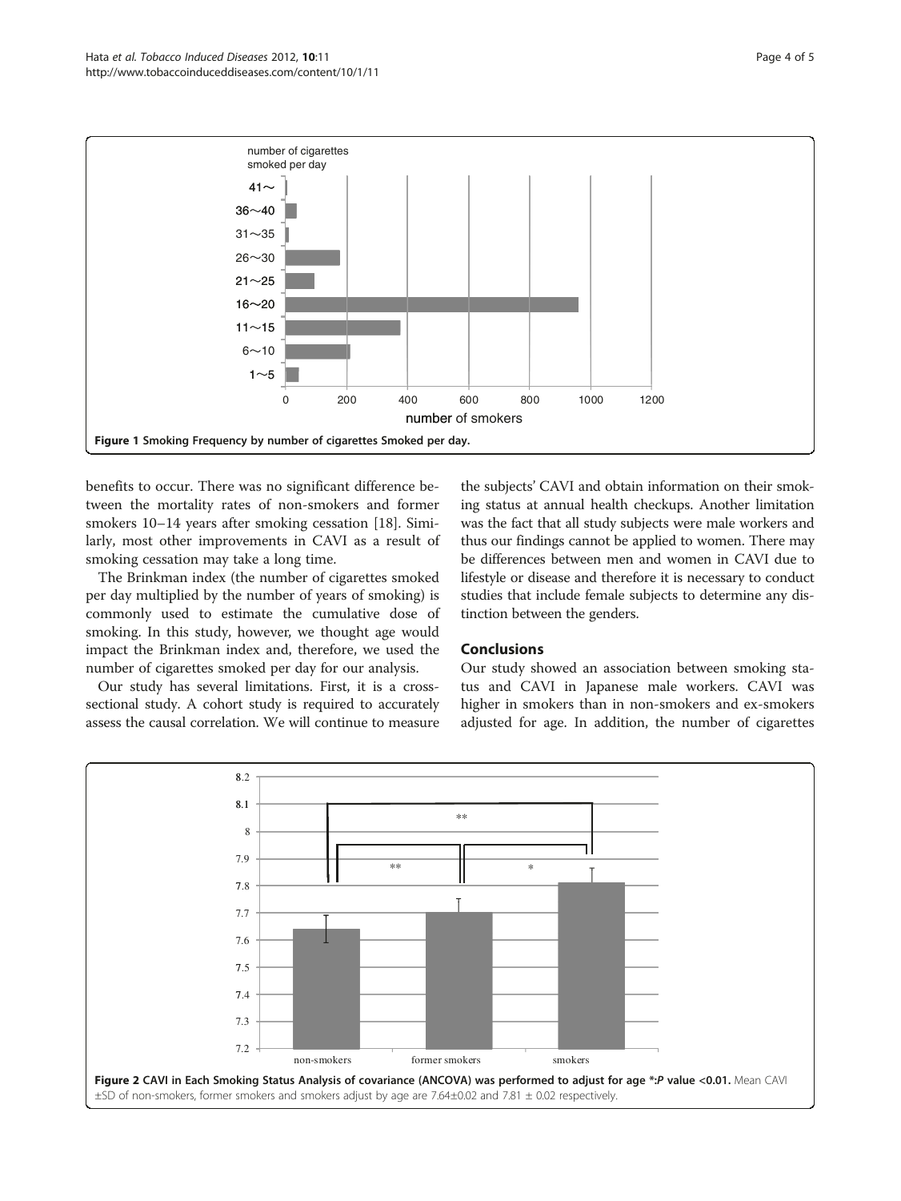Figure 1 Smoking Frequency by number of cigarettes Smoked per day.

benefits to occur. There was no significant difference between the mortality rates of non-smokers and former smokers 10–14 years after smoking cessation [18]. Similarly, most other improvements in CAVI as a result of smoking cessation may take a long time.

The Brinkman index (the number of cigarettes smoked per day multiplied by the number of years of smoking) is commonly used to estimate the cumulative dose of smoking. In this study, however, we thought age would impact the Brinkman index and, therefore, we used the number of cigarettes smoked per day for our analysis.

Our study has several limitations. First, it is a cross-sectional study. A cohort study is required to accurately assess the causal correlation. We will continue to measure the subjects' CAVI and obtain information on their smoking status at annual health checkups. Another limitation was the fact that all study subjects were male workers and thus our findings cannot be applied to women. There may be differences between men and women in CAVI due to lifestyle or disease and therefore it is necessary to conduct studies that include female subjects to determine any distinction between the genders.

## Conclusions

Our study showed an association between smoking status and CAVI in Japanese male workers. CAVI was higher in smokers than in non-smokers and ex-smokers adjusted for age. In addition, the number of cigarettes

**Figure 2 CAVI in Each Smoking Status Analysis of covariance (ANCOVA) was performed to adjust for age *:*P* value <0.01.** Mean CAVI ±SD of non-smokers, former smokers and smokers adjust by age are 7.64±0.02 and 7.81 ± 0.02 respectively.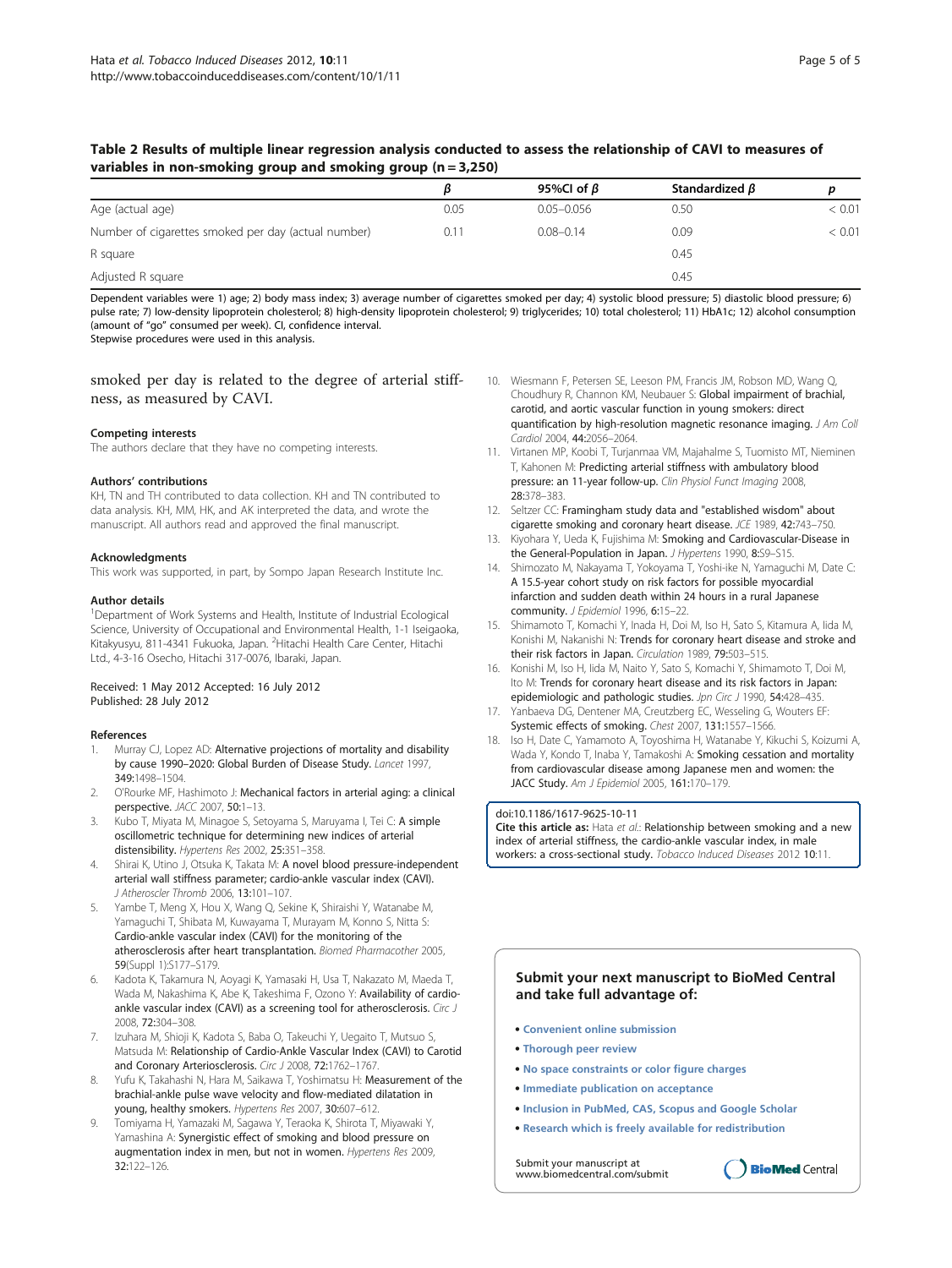**Table 2 Results of multiple linear regression analysis conducted to assess the relationship of CAVI to measures of variables in non-smoking group and smoking group (n = 3,250)**

| | $\beta$ | 95%CI of $\beta$ | Standardized $\beta$ | p |
|---|---|---|---|---|
| Age (actual age) | 0.05 | 0.05–0.056 | 0.50 | < 0.01 |
| Number of cigarettes smoked per day (actual number) | 0.11 | 0.08–0.14 | 0.09 | < 0.01 |
| R square | | | 0.45 | |
| Adjusted R square | | | 0.45 | |

Dependent variables were 1) age; 2) body mass index; 3) average number of cigarettes smoked per day; 4) systolic blood pressure; 5) diastolic blood pressure; 6) pulse rate; 7) low-density lipoprotein cholesterol; 8) high-density lipoprotein cholesterol; 9) triglycerides; 10) total cholesterol; 11) HbA1c; 12) alcohol consumption (amount of "go" consumed per week). CI, confidence interval.
Stepwise procedures were used in this analysis.

smoked per day is related to the degree of arterial stiffness, as measured by CAVI.

#### Competing interests
The authors declare that they have no competing interests.

#### Authors' contributions
KH, TN and TH contributed to data collection. KH and TN contributed to data analysis. KH, MM, HK, and AK interpreted the data, and wrote the manuscript. All authors read and approved the final manuscript.

#### Acknowledgments
This work was supported, in part, by Sompo Japan Research Institute Inc.

#### Author details
[1]Department of Work Systems and Health, Institute of Industrial Ecological Science, University of Occupational and Environmental Health, 1-1 Iseigaoka, Kitakyusyu, 811-4341 Fukuoka, Japan. [2]Hitachi Health Care Center, Hitachi Ltd., 4-3-16 Osecho, Hitachi 317-0076, Ibaraki, Japan.

Received: 1 May 2012 Accepted: 16 July 2012
Published: 28 July 2012

#### References

1. Murray CJ, Lopez AD: **Alternative projections of mortality and disability by cause 1990–2020: Global Burden of Disease Study.** *Lancet* 1997, **349:**1498–1504.
2. O'Rourke MF, Hashimoto J: **Mechanical factors in arterial aging: a clinical perspective.** *JACC* 2007, **50:**1–13.
3. Kubo T, Miyata M, Minagoe S, Setoyama S, Maruyama I, Tei C: **A simple oscillometric technique for determining new indices of arterial distensibility.** *Hypertens Res* 2002, **25:**351–358.
4. Shirai K, Utino J, Otsuka K, Takata M: **A novel blood pressure-independent arterial wall stiffness parameter; cardio-ankle vascular index (CAVI).** *J Atheroscler Thromb* 2006, **13:**101–107.
5. Yambe T, Meng X, Hou X, Wang Q, Sekine K, Shiraishi Y, Watanabe M, Yamaguchi T, Shibata M, Kuwayama T, Murayam M, Konno S, Nitta S: **Cardio-ankle vascular index (CAVI) for the monitoring of the atherosclerosis after heart transplantation.** *Biomed Pharmacother* 2005, **59**(Suppl 1):S177–S179.
6. Kadota K, Takamura N, Aoyagi K, Yamasaki H, Usa T, Nakazato M, Maeda T, Wada M, Nakashima K, Abe K, Takeshima F, Ozono Y: **Availability of cardio-ankle vascular index (CAVI) as a screening tool for atherosclerosis.** *Circ J* 2008, **72:**304–308.
7. Izuhara M, Shioji K, Kadota S, Baba O, Takeuchi Y, Uegaito T, Mutsuo S, Matsuda M: **Relationship of Cardio-Ankle Vascular Index (CAVI) to Carotid and Coronary Arteriosclerosis.** *Circ J* 2008, **72:**1762–1767.
8. Yufu K, Takahashi N, Hara M, Saikawa T, Yoshimatsu H: **Measurement of the brachial-ankle pulse wave velocity and flow-mediated dilatation in young, healthy smokers.** *Hypertens Res* 2007, **30:**607–612.
9. Tomiyama H, Yamazaki M, Sagawa Y, Teraoka K, Shirota T, Miyawaki Y, Yamashina A: **Synergistic effect of smoking and blood pressure on augmentation index in men, but not in women.** *Hypertens Res* 2009, **32:**122–126.
10. Wiesmann F, Petersen SE, Leeson PM, Francis JM, Robson MD, Wang Q, Choudhury R, Channon KM, Neubauer S: **Global impairment of brachial, carotid, and aortic vascular function in young smokers: direct quantification by high-resolution magnetic resonance imaging.** *J Am Coll Cardiol* 2004, **44:**2056–2064.
11. Virtanen MP, Koobi T, Turjanmaa VM, Majahalme S, Tuomisto MT, Nieminen T, Kahonen M: **Predicting arterial stiffness with ambulatory blood pressure: an 11-year follow-up.** *Clin Physiol Funct Imaging* 2008, **28:**378–383.
12. Seltzer CC: **Framingham study data and "established wisdom" about cigarette smoking and coronary heart disease.** *JCE* 1989, **42:**743–750.
13. Kiyohara Y, Ueda K, Fujishima M: **Smoking and Cardiovascular-Disease in the General-Population in Japan.** *J Hypertens* 1990, **8:**S9–S15.
14. Shimozato M, Nakayama T, Yokoyama T, Yoshi-ike N, Yamaguchi M, Date C: **A 15.5-year cohort study on risk factors for possible myocardial infarction and sudden death within 24 hours in a rural Japanese community.** *J Epidemiol* 1996, **6:**15–22.
15. Shimamoto T, Komachi Y, Inada H, Doi M, Iso H, Sato S, Kitamura A, Iida M, Konishi M, Nakanishi N: **Trends for coronary heart disease and stroke and their risk factors in Japan.** *Circulation* 1989, **79:**503–515.
16. Konishi M, Iso H, Iida M, Naito Y, Sato S, Komachi Y, Shimamoto T, Doi M, Ito M: **Trends for coronary heart disease and its risk factors in Japan: epidemiologic and pathologic studies.** *Jpn Circ J* 1990, **54:**428–435.
17. Yanbaeva DG, Dentener MA, Creutzberg EC, Wesseling G, Wouters EF: **Systemic effects of smoking.** *Chest* 2007, **131:**1557–1566.
18. Iso H, Date C, Yamamoto A, Toyoshima H, Watanabe Y, Kikuchi S, Koizumi A, Wada Y, Kondo T, Inaba Y, Tamakoshi A: **Smoking cessation and mortality from cardiovascular disease among Japanese men and women: the JACC Study.** *Am J Epidemiol* 2005, **161:**170–179.

doi:10.1186/1617-9625-10-11
**Cite this article as:** Hata *et al.*: Relationship between smoking and a new index of arterial stiffness, the cardio-ankle vascular index, in male workers: a cross-sectional study. *Tobacco Induced Diseases* 2012 **10**:11.

**Submit your next manuscript to BioMed Central and take full advantage of:**

- **Convenient online submission**
- **Thorough peer review**
- **No space constraints or color figure charges**
- **Immediate publication on acceptance**
- **Inclusion in PubMed, CAS, Scopus and Google Scholar**
- **Research which is freely available for redistribution**

Submit your manuscript at
www.biomedcentral.com/submit

BioMed Central